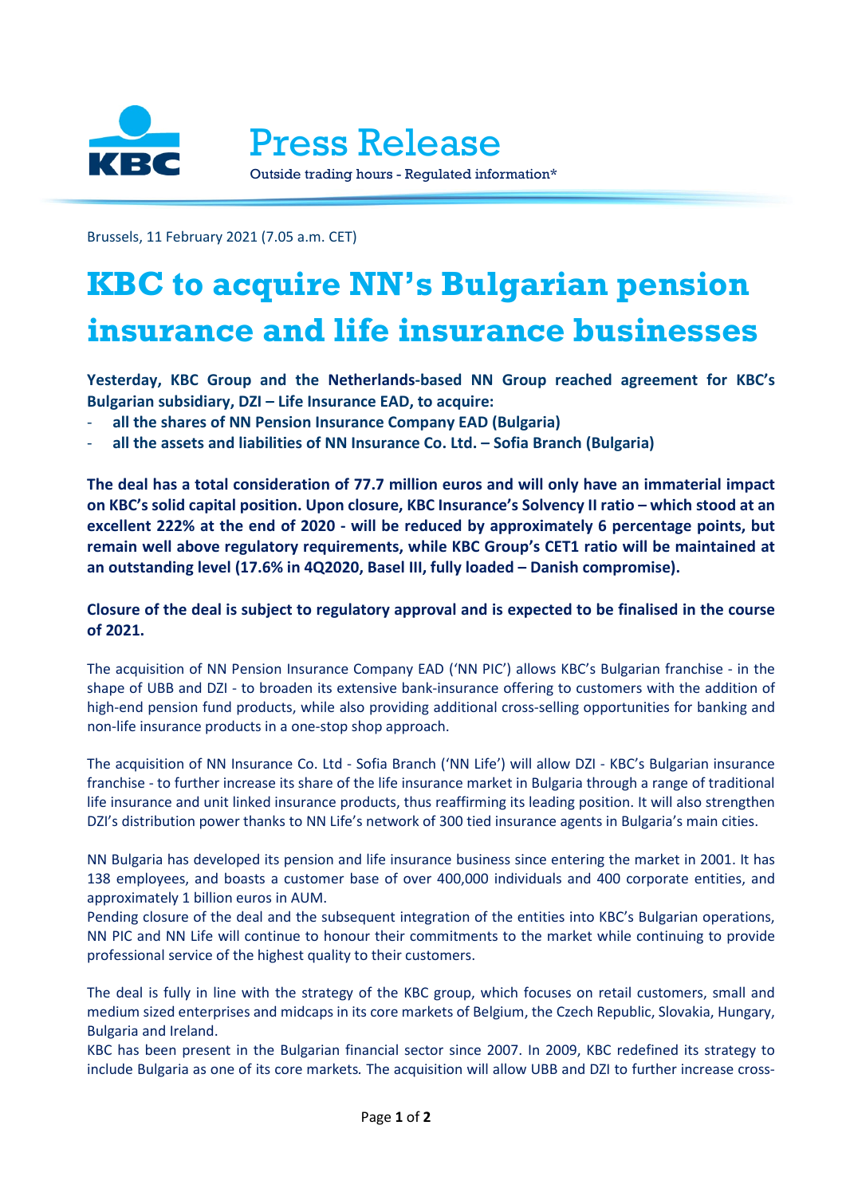Press Release

Outside trading hours - Regulated information*

Brussels, 11 February 2021 (7.05 a.m. CET)

# KBC to acquire NN's Bulgarian pension insurance and life insurance businesses

**Yesterday, KBC Group and the Netherlands-based NN Group reached agreement for KBC's Bulgarian subsidiary, DZI – Life Insurance EAD, to acquire:**

- **all the shares of NN Pension Insurance Company EAD (Bulgaria)**
- **all the assets and liabilities of NN Insurance Co. Ltd. – Sofia Branch (Bulgaria)**

**The deal has a total consideration of 77.7 million euros and will only have an immaterial impact on KBC's solid capital position. Upon closure, KBC Insurance's Solvency II ratio – which stood at an excellent 222% at the end of 2020 - will be reduced by approximately 6 percentage points, but remain well above regulatory requirements, while KBC Group's CET1 ratio will be maintained at an outstanding level (17.6% in 4Q2020, Basel III, fully loaded – Danish compromise).**

**Closure of the deal is subject to regulatory approval and is expected to be finalised in the course of 2021.**

The acquisition of NN Pension Insurance Company EAD ('NN PIC') allows KBC's Bulgarian franchise - in the shape of UBB and DZI - to broaden its extensive bank-insurance offering to customers with the addition of high-end pension fund products, while also providing additional cross-selling opportunities for banking and non-life insurance products in a one-stop shop approach.

The acquisition of NN Insurance Co. Ltd - Sofia Branch ('NN Life') will allow DZI - KBC's Bulgarian insurance franchise - to further increase its share of the life insurance market in Bulgaria through a range of traditional life insurance and unit linked insurance products, thus reaffirming its leading position. It will also strengthen DZI's distribution power thanks to NN Life's network of 300 tied insurance agents in Bulgaria's main cities.

NN Bulgaria has developed its pension and life insurance business since entering the market in 2001. It has 138 employees, and boasts a customer base of over 400,000 individuals and 400 corporate entities, and approximately 1 billion euros in AUM.
Pending closure of the deal and the subsequent integration of the entities into KBC's Bulgarian operations, NN PIC and NN Life will continue to honour their commitments to the market while continuing to provide professional service of the highest quality to their customers.

The deal is fully in line with the strategy of the KBC group, which focuses on retail customers, small and medium sized enterprises and midcaps in its core markets of Belgium, the Czech Republic, Slovakia, Hungary, Bulgaria and Ireland.
KBC has been present in the Bulgarian financial sector since 2007. In 2009, KBC redefined its strategy to include Bulgaria as one of its core markets. The acquisition will allow UBB and DZI to further increase cross-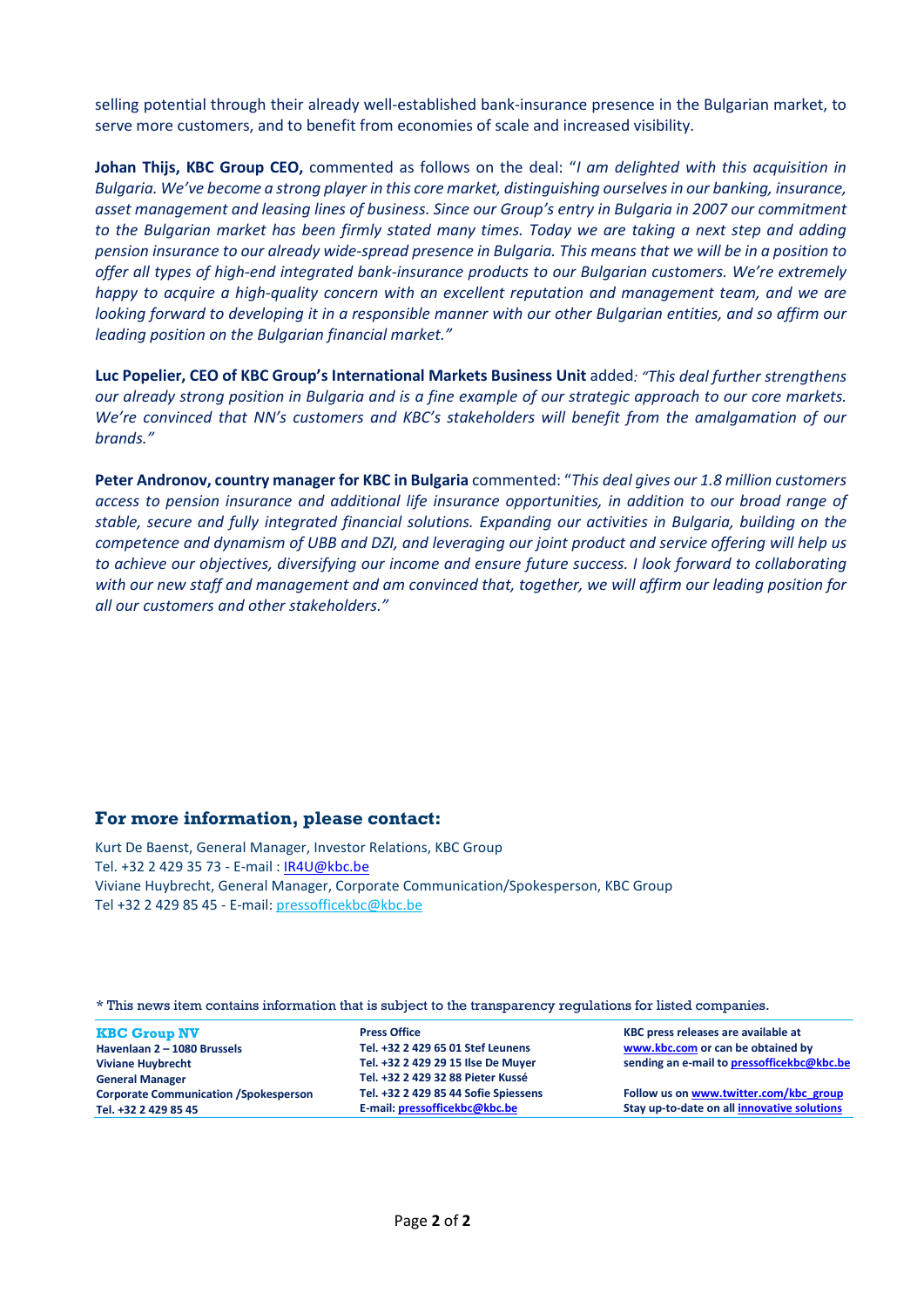selling potential through their already well-established bank-insurance presence in the Bulgarian market, to serve more customers, and to benefit from economies of scale and increased visibility.

**Johan Thijs, KBC Group CEO,** commented as follows on the deal: "*I am delighted with this acquisition in Bulgaria. We've become a strong player in this core market, distinguishing ourselves in our banking, insurance, asset management and leasing lines of business. Since our Group's entry in Bulgaria in 2007 our commitment to the Bulgarian market has been firmly stated many times. Today we are taking a next step and adding pension insurance to our already wide-spread presence in Bulgaria. This means that we will be in a position to offer all types of high-end integrated bank-insurance products to our Bulgarian customers. We're extremely happy to acquire a high-quality concern with an excellent reputation and management team, and we are looking forward to developing it in a responsible manner with our other Bulgarian entities, and so affirm our leading position on the Bulgarian financial market."*

**Luc Popelier, CEO of KBC Group's International Markets Business Unit** added*: "This deal further strengthens our already strong position in Bulgaria and is a fine example of our strategic approach to our core markets. We're convinced that NN's customers and KBC's stakeholders will benefit from the amalgamation of our brands."*

**Peter Andronov, country manager for KBC in Bulgaria** commented: "*This deal gives our 1.8 million customers access to pension insurance and additional life insurance opportunities, in addition to our broad range of stable, secure and fully integrated financial solutions. Expanding our activities in Bulgaria, building on the competence and dynamism of UBB and DZI, and leveraging our joint product and service offering will help us to achieve our objectives, diversifying our income and ensure future success. I look forward to collaborating with our new staff and management and am convinced that, together, we will affirm our leading position for all our customers and other stakeholders."*

## For more information, please contact:

Kurt De Baenst, General Manager, Investor Relations, KBC Group
Tel. +32 2 429 35 73 - E-mail : IR4U@kbc.be
Viviane Huybrecht, General Manager, Corporate Communication/Spokesperson, KBC Group
Tel +32 2 429 85 45 - E-mail: pressofficekbc@kbc.be

\* This news item contains information that is subject to the transparency regulations for listed companies.

**KBC Group NV**
**Havenlaan 2 – 1080 Brussels**
**Viviane Huybrecht**
**General Manager**
**Corporate Communication /Spokesperson**
**Tel. +32 2 429 85 45**

**Press Office**
**Tel. +32 2 429 65 01 Stef Leunens**
**Tel. +32 2 429 29 15 Ilse De Muyer**
**Tel. +32 2 429 32 88 Pieter Kussé**
**Tel. +32 2 429 85 44 Sofie Spiessens**
**E-mail: pressofficekbc@kbc.be**

**KBC press releases are available at www.kbc.com or can be obtained by sending an e-mail to pressofficekbc@kbc.be**

**Follow us on www.twitter.com/kbc_group**
**Stay up-to-date on all innovative solutions**